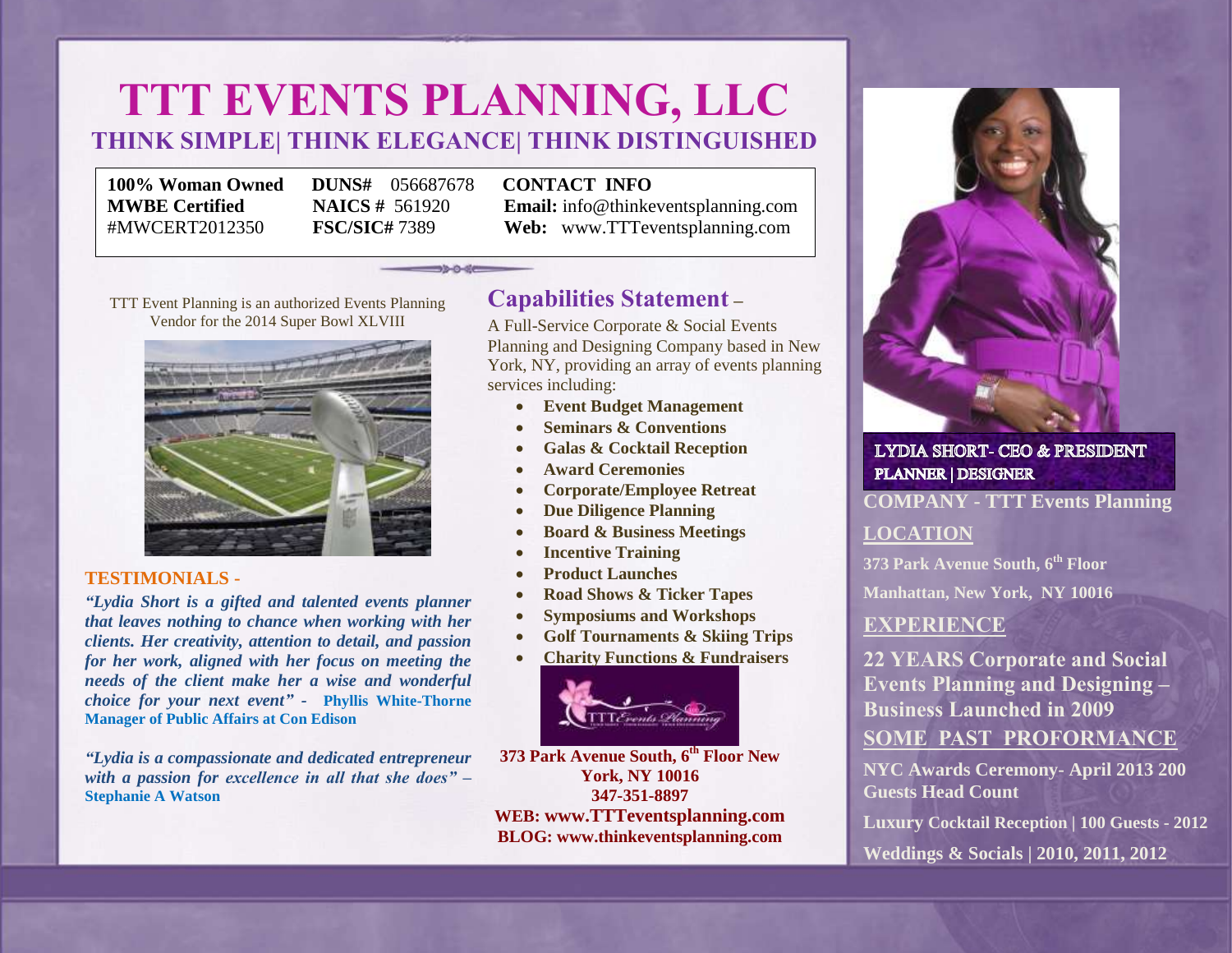# TTT EVENTS PLANNING, LLC

## THINK SIMPLE| THINK ELEGANCE| THINK DISTINGUISHED

| | | |
|---|---|---|
| **100% Woman Owned** | **DUNS#** 056687678 | **CONTACT INFO** |
| **MWBE Certified** | **NAICS #** 561920 | **Email:** info@thinkeventsplanning.com |
| #MWCERT2012350 | **FSC/SIC#** 7389 | **Web:** www.TTTeventsplanning.com |

TTT Event Planning is an authorized Events Planning Vendor for the 2014 Super Bowl XLVIII

## TESTIMONIALS -

***"Lydia Short is a gifted and talented events planner that leaves nothing to chance when working with her clients. Her creativity, attention to detail, and passion for her work, aligned with her focus on meeting the needs of the client make her a wise and wonderful choice for your next event" -*** **Phyllis White-Thorne Manager of Public Affairs at Con Edison**

***"Lydia is a compassionate and dedicated entrepreneur with a passion for excellence in all that she does" –*** **Stephanie A Watson**

## Capabilities Statement –

A Full-Service Corporate & Social Events Planning and Designing Company based in New York, NY, providing an array of events planning services including:

- **Event Budget Management**
- **Seminars & Conventions**
- **Galas & Cocktail Reception**
- **Award Ceremonies**
- **Corporate/Employee Retreat**
- **Due Diligence Planning**
- **Board & Business Meetings**
- **Incentive Training**
- **Product Launches**
- **Road Shows & Ticker Tapes**
- **Symposiums and Workshops**
- **Golf Tournaments & Skiing Trips**
- **Charity Functions & Fundraisers**

**373 Park Avenue South, 6th Floor New York, NY 10016**
**347-351-8897**
**WEB: www.TTTeventsplanning.com**
**BLOG: www.thinkeventsplanning.com**

**LYDIA SHORT- CEO & PRESIDENT**
**PLANNER | DESIGNER**

**COMPANY - TTT Events Planning**

## LOCATION

**373 Park Avenue South, 6th Floor**
**Manhattan, New York, NY 10016**

## EXPERIENCE

**22 YEARS Corporate and Social Events Planning and Designing – Business Launched in 2009**

## SOME PAST PROFORMANCE

**NYC Awards Ceremony- April 2013 200 Guests Head Count**

**Luxury Cocktail Reception | 100 Guests - 2012**

**Weddings & Socials | 2010, 2011, 2012**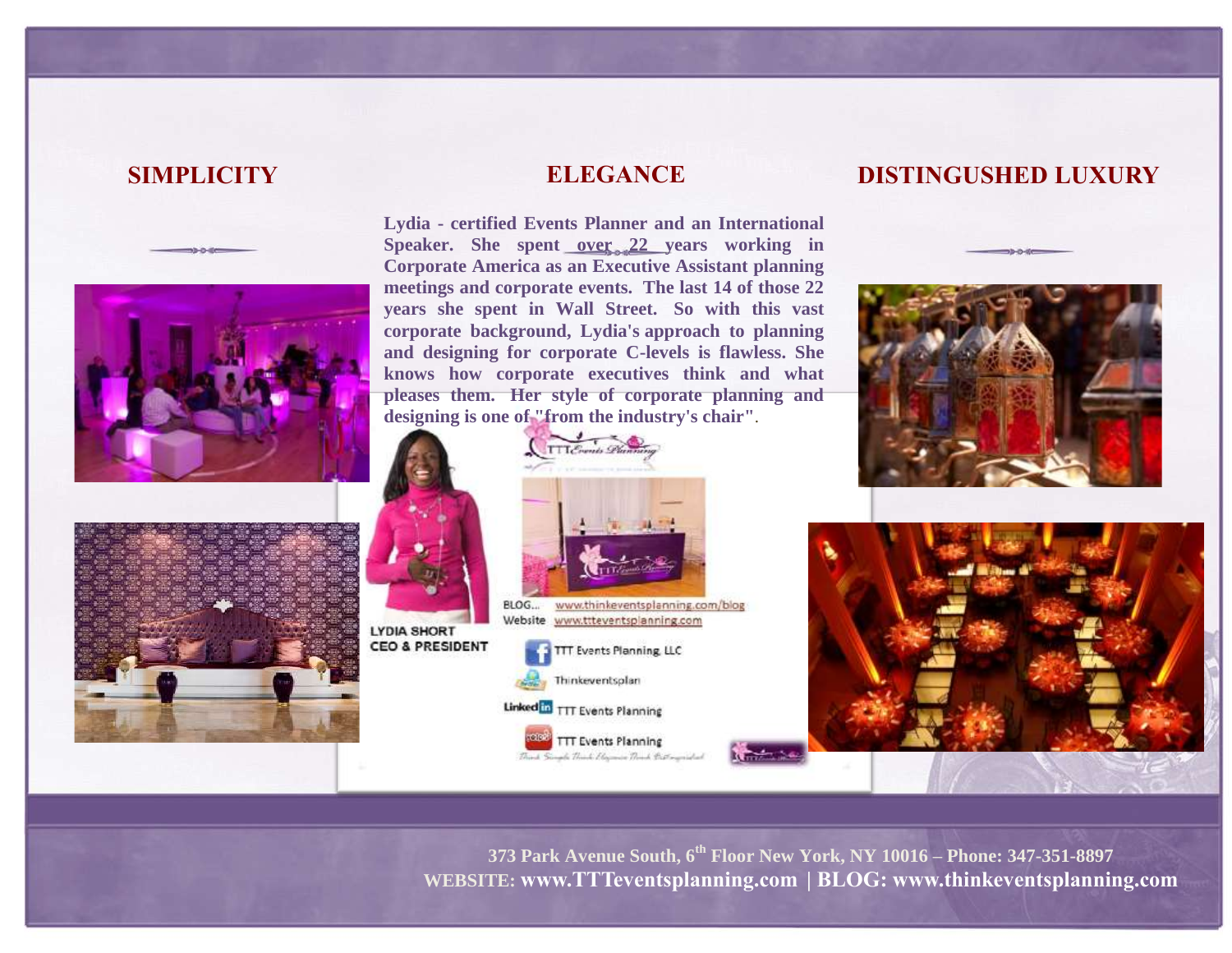## SIMPLICITY

## ELEGANCE

## DISTINGUSHED LUXURY

**Lydia - certified Events Planner and an International Speaker. She spent over 22 years working in Corporate America as an Executive Assistant planning meetings and corporate events. The last 14 of those 22 years she spent in Wall Street. So with this vast corporate background, Lydia's approach to planning and designing for corporate C-levels is flawless. She knows how corporate executives think and what pleases them. Her style of corporate planning and designing is one of "from the industry's chair".**

TTT Events Planning

LYDIA SHORT
CEO & PRESIDENT

BLOG... www.thinkeventsplanning.com/blog
Website www.ttteventsplanning.com

TTT Events Planning, LLC

Thinkeventsplan

LinkedIn TTT Events Planning

TTT Events Planning

Think Simple Think Elegance Think Distinguished

**373 Park Avenue South, 6th Floor New York, NY 10016 – Phone: 347-351-8897**
**WEBSITE: www.TTTeventsplanning.com | BLOG: www.thinkeventsplanning.com**